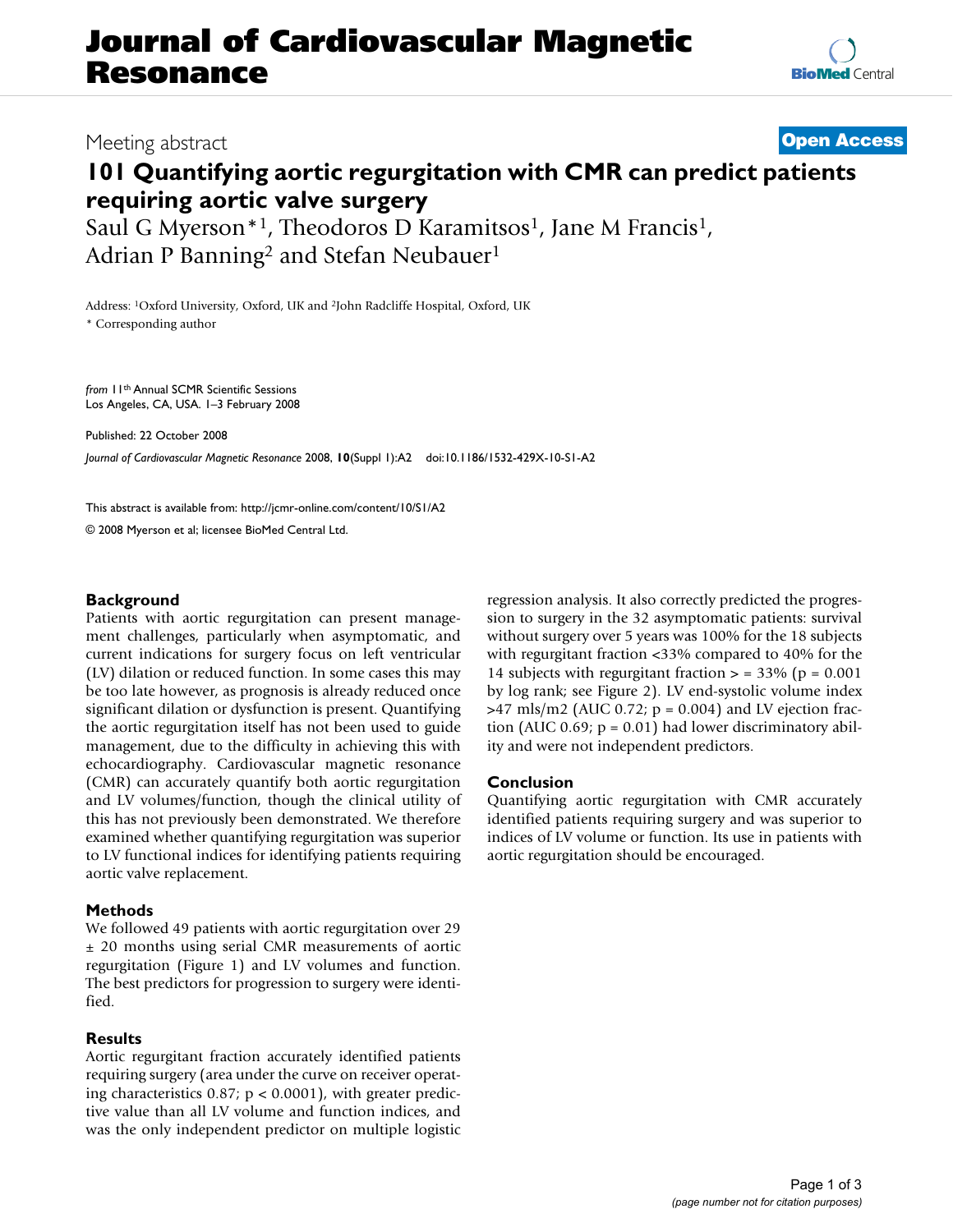# Journal of Cardiovascular Magnetic Resonance

Meeting abstract

**Open Access**

## 101 Quantifying aortic regurgitation with CMR can predict patients requiring aortic valve surgery

Saul G Myerson*[1], Theodoros D Karamitsos[1], Jane M Francis[1], Adrian P Banning[2] and Stefan Neubauer[1]

Address: [1]Oxford University, Oxford, UK and [2]John Radcliffe Hospital, Oxford, UK

\* Corresponding author

*from* 11th Annual SCMR Scientific Sessions
Los Angeles, CA, USA. 1–3 February 2008

Published: 22 October 2008

*Journal of Cardiovascular Magnetic Resonance* 2008, **10**(Suppl 1):A2 doi:10.1186/1532-429X-10-S1-A2

This abstract is available from: http://jcmr-online.com/content/10/S1/A2

© 2008 Myerson et al; licensee BioMed Central Ltd.

### Background

Patients with aortic regurgitation can present management challenges, particularly when asymptomatic, and current indications for surgery focus on left ventricular (LV) dilation or reduced function. In some cases this may be too late however, as prognosis is already reduced once significant dilation or dysfunction is present. Quantifying the aortic regurgitation itself has not been used to guide management, due to the difficulty in achieving this with echocardiography. Cardiovascular magnetic resonance (CMR) can accurately quantify both aortic regurgitation and LV volumes/function, though the clinical utility of this has not previously been demonstrated. We therefore examined whether quantifying regurgitation was superior to LV functional indices for identifying patients requiring aortic valve replacement.

### Methods

We followed 49 patients with aortic regurgitation over 29 ± 20 months using serial CMR measurements of aortic regurgitation (Figure 1) and LV volumes and function. The best predictors for progression to surgery were identified.

### Results

Aortic regurgitant fraction accurately identified patients requiring surgery (area under the curve on receiver operating characteristics 0.87; $p < 0.0001$), with greater predictive value than all LV volume and function indices, and was the only independent predictor on multiple logistic regression analysis. It also correctly predicted the progression to surgery in the 32 asymptomatic patients: survival without surgery over 5 years was 100% for the 18 subjects with regurgitant fraction <33% compared to 40% for the 14 subjects with regurgitant fraction > = 33% ($p = 0.001$ by log rank; see Figure 2). LV end-systolic volume index >47 mls/m2 (AUC 0.72; $p = 0.004$) and LV ejection fraction (AUC 0.69; $p = 0.01$) had lower discriminatory ability and were not independent predictors.

### Conclusion

Quantifying aortic regurgitation with CMR accurately identified patients requiring surgery and was superior to indices of LV volume or function. Its use in patients with aortic regurgitation should be encouraged.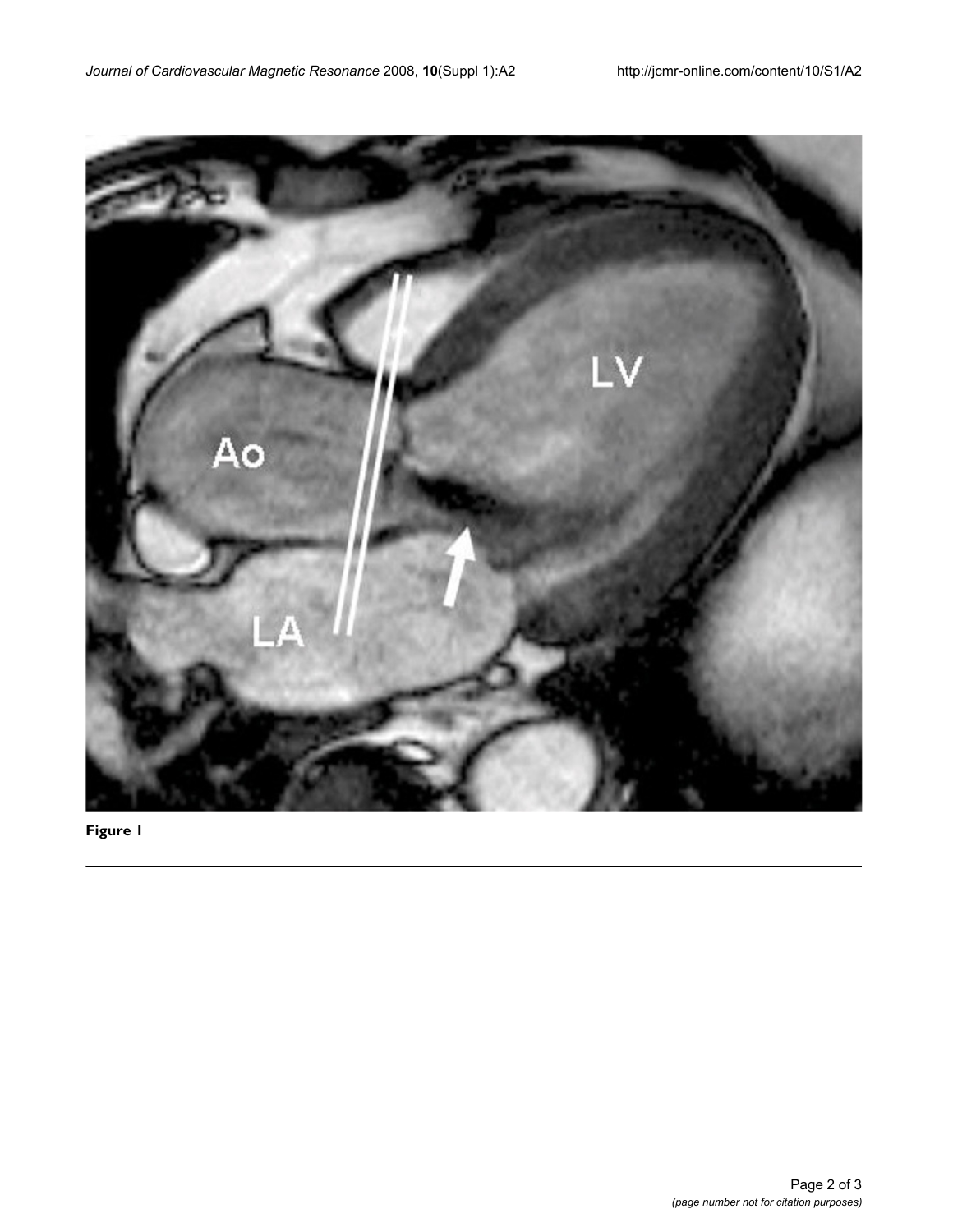**Figure 1**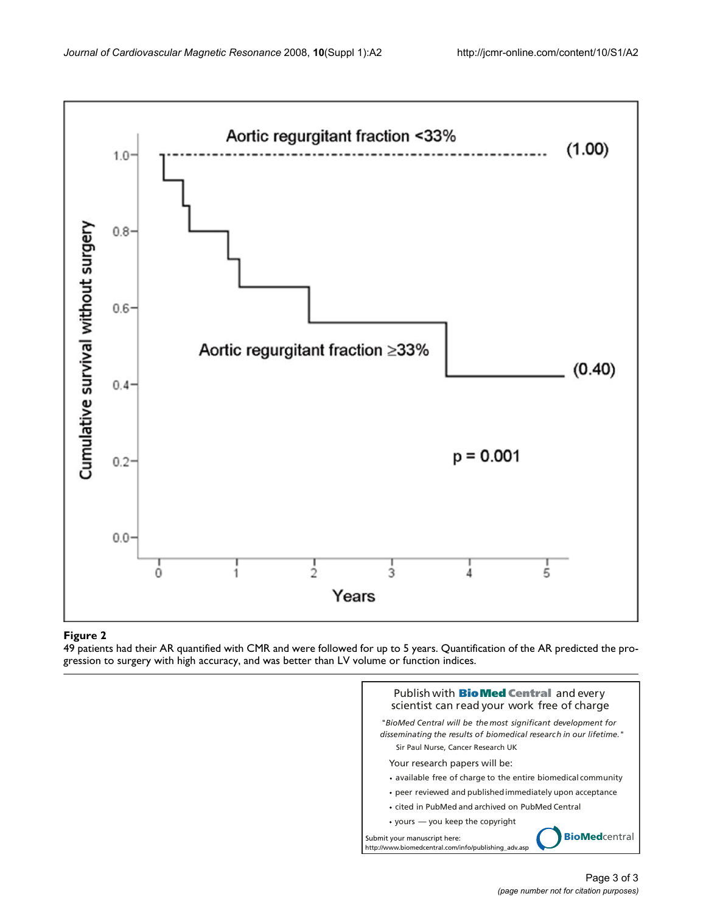Aortic regurgitant fraction <33%

(1.00)

Aortic regurgitant fraction ≥33%

(0.40)

p = 0.001

Cumulative survival without surgery

1.0
0.8
0.6
0.4
0.2
0.0

0
1
2
3
4
5

Years

**Figure 2**

49 patients had their AR quantified with CMR and were followed for up to 5 years. Quantification of the AR predicted the progression to surgery with high accuracy, and was better than LV volume or function indices.

Publish with **BioMed Central** and every scientist can read your work free of charge

*"BioMed Central will be the most significant development for disseminating the results of biomedical research in our lifetime."*

Sir Paul Nurse, Cancer Research UK

Your research papers will be:

- available free of charge to the entire biomedical community
- peer reviewed and published immediately upon acceptance
- cited in PubMed and archived on PubMed Central
- yours — you keep the copyright

Submit your manuscript here:
http://www.biomedcentral.com/info/publishing_adv.asp

**BioMed**central